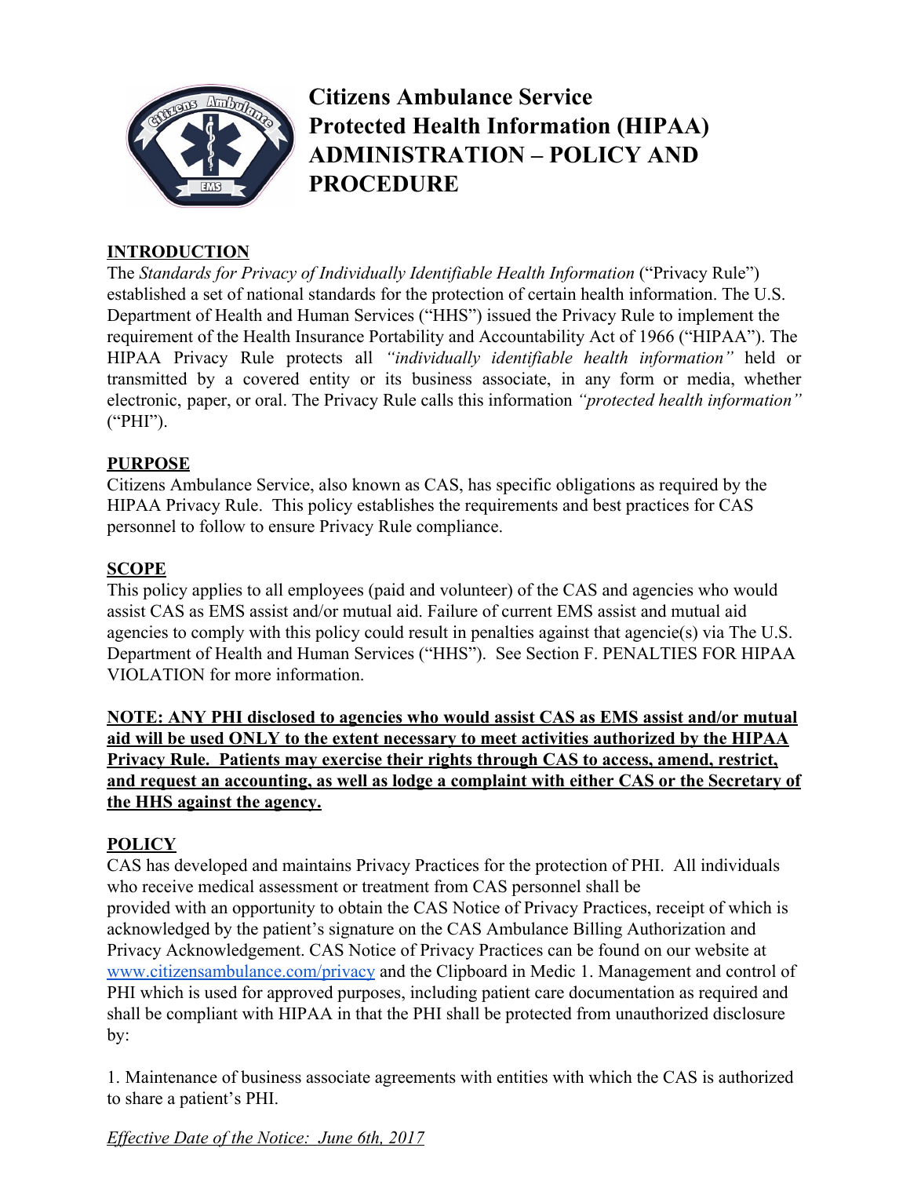# Citizens Ambulance Service Protected Health Information (HIPAA) ADMINISTRATION – POLICY AND PROCEDURE

## INTRODUCTION

The *Standards for Privacy of Individually Identifiable Health Information* ("Privacy Rule") established a set of national standards for the protection of certain health information. The U.S. Department of Health and Human Services ("HHS") issued the Privacy Rule to implement the requirement of the Health Insurance Portability and Accountability Act of 1966 ("HIPAA"). The HIPAA Privacy Rule protects all *"individually identifiable health information"* held or transmitted by a covered entity or its business associate, in any form or media, whether electronic, paper, or oral. The Privacy Rule calls this information *"protected health information"* ("PHI").

## PURPOSE

Citizens Ambulance Service, also known as CAS, has specific obligations as required by the HIPAA Privacy Rule. This policy establishes the requirements and best practices for CAS personnel to follow to ensure Privacy Rule compliance.

## SCOPE

This policy applies to all employees (paid and volunteer) of the CAS and agencies who would assist CAS as EMS assist and/or mutual aid. Failure of current EMS assist and mutual aid agencies to comply with this policy could result in penalties against that agencie(s) via The U.S. Department of Health and Human Services ("HHS"). See Section F. PENALTIES FOR HIPAA VIOLATION for more information.

**NOTE: ANY PHI disclosed to agencies who would assist CAS as EMS assist and/or mutual aid will be used ONLY to the extent necessary to meet activities authorized by the HIPAA Privacy Rule. Patients may exercise their rights through CAS to access, amend, restrict, and request an accounting, as well as lodge a complaint with either CAS or the Secretary of the HHS against the agency.**

## POLICY

CAS has developed and maintains Privacy Practices for the protection of PHI. All individuals who receive medical assessment or treatment from CAS personnel shall be provided with an opportunity to obtain the CAS Notice of Privacy Practices, receipt of which is acknowledged by the patient's signature on the CAS Ambulance Billing Authorization and Privacy Acknowledgement. CAS Notice of Privacy Practices can be found on our website at [www.citizensambulance.com/privacy](http://www.citizensambulance.com/privacy) and the Clipboard in Medic 1. Management and control of PHI which is used for approved purposes, including patient care documentation as required and shall be compliant with HIPAA in that the PHI shall be protected from unauthorized disclosure by:

1. Maintenance of business associate agreements with entities with which the CAS is authorized to share a patient's PHI.

*Effective Date of the Notice: June 6th, 2017*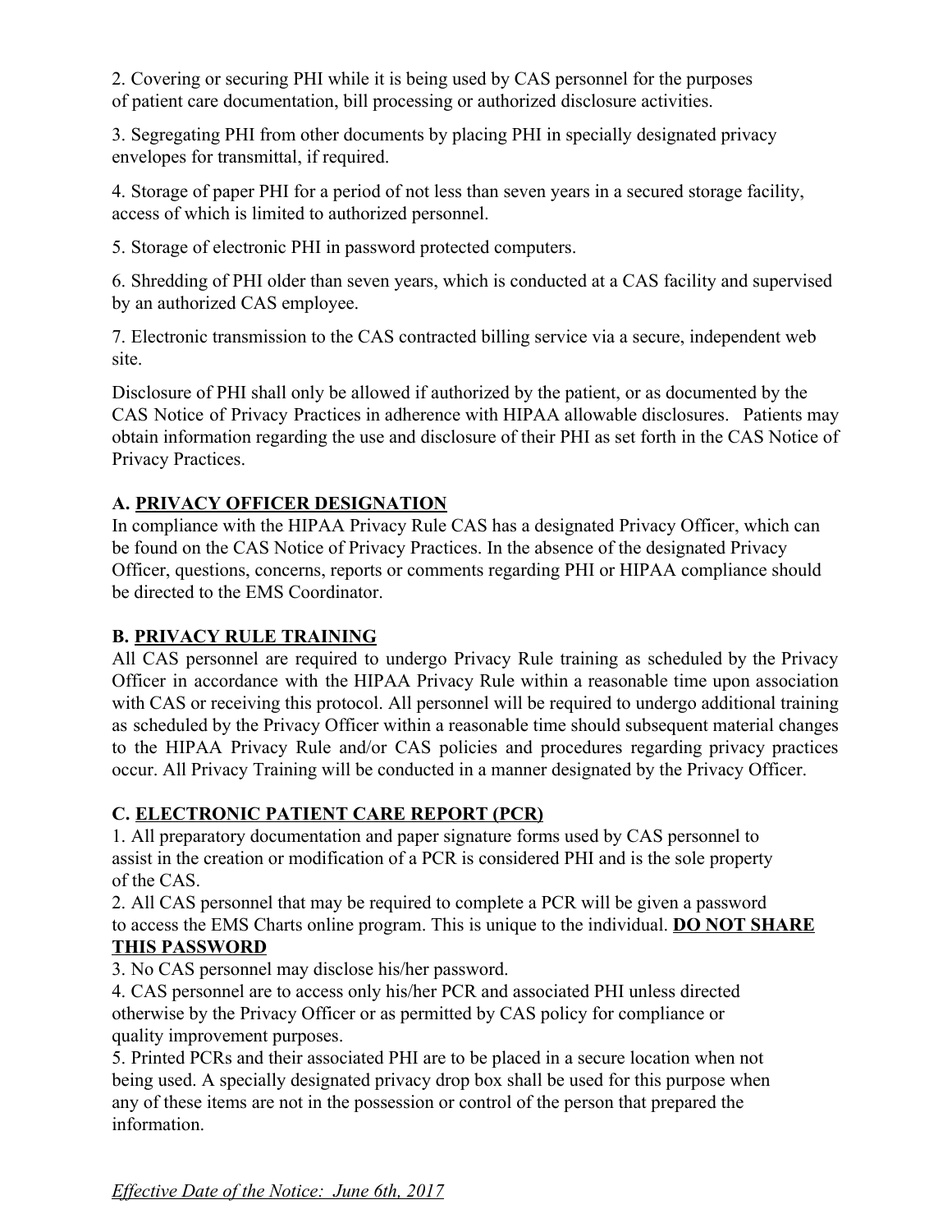2. Covering or securing PHI while it is being used by CAS personnel for the purposes of patient care documentation, bill processing or authorized disclosure activities.

3. Segregating PHI from other documents by placing PHI in specially designated privacy envelopes for transmittal, if required.

4. Storage of paper PHI for a period of not less than seven years in a secured storage facility, access of which is limited to authorized personnel.

5. Storage of electronic PHI in password protected computers.

6. Shredding of PHI older than seven years, which is conducted at a CAS facility and supervised by an authorized CAS employee.

7. Electronic transmission to the CAS contracted billing service via a secure, independent web site.

Disclosure of PHI shall only be allowed if authorized by the patient, or as documented by the CAS Notice of Privacy Practices in adherence with HIPAA allowable disclosures. Patients may obtain information regarding the use and disclosure of their PHI as set forth in the CAS Notice of Privacy Practices.

**A. <u>PRIVACY OFFICER DESIGNATION</u>**

In compliance with the HIPAA Privacy Rule CAS has a designated Privacy Officer, which can be found on the CAS Notice of Privacy Practices. In the absence of the designated Privacy Officer, questions, concerns, reports or comments regarding PHI or HIPAA compliance should be directed to the EMS Coordinator.

**B. <u>PRIVACY RULE TRAINING</u>**

All CAS personnel are required to undergo Privacy Rule training as scheduled by the Privacy Officer in accordance with the HIPAA Privacy Rule within a reasonable time upon association with CAS or receiving this protocol. All personnel will be required to undergo additional training as scheduled by the Privacy Officer within a reasonable time should subsequent material changes to the HIPAA Privacy Rule and/or CAS policies and procedures regarding privacy practices occur. All Privacy Training will be conducted in a manner designated by the Privacy Officer.

**C. <u>ELECTRONIC PATIENT CARE REPORT (PCR)</u>**

1. All preparatory documentation and paper signature forms used by CAS personnel to assist in the creation or modification of a PCR is considered PHI and is the sole property of the CAS.
2. All CAS personnel that may be required to complete a PCR will be given a password to access the EMS Charts online program. This is unique to the individual. **<u>DO NOT SHARE THIS PASSWORD</u>**
3. No CAS personnel may disclose his/her password.
4. CAS personnel are to access only his/her PCR and associated PHI unless directed otherwise by the Privacy Officer or as permitted by CAS policy for compliance or quality improvement purposes.
5. Printed PCRs and their associated PHI are to be placed in a secure location when not being used. A specially designated privacy drop box shall be used for this purpose when any of these items are not in the possession or control of the person that prepared the information.

*<u>Effective Date of the Notice: June 6th, 2017</u>*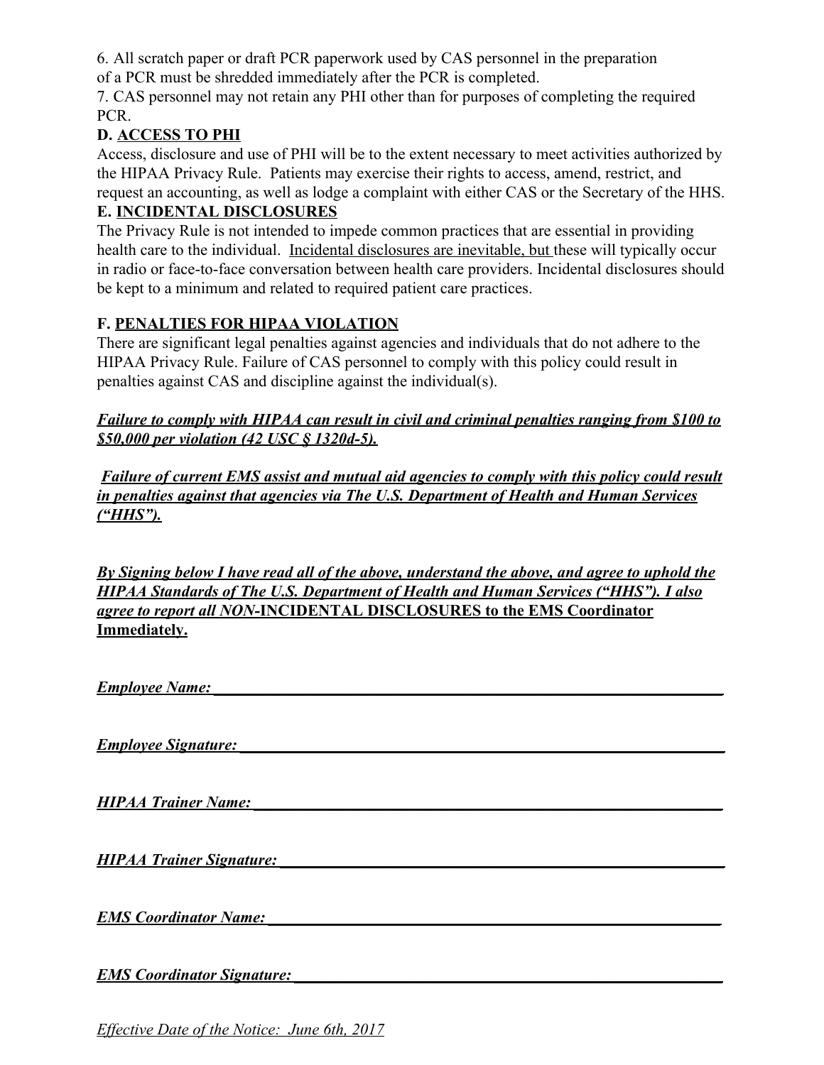6. All scratch paper or draft PCR paperwork used by CAS personnel in the preparation of a PCR must be shredded immediately after the PCR is completed.
7. CAS personnel may not retain any PHI other than for purposes of completing the required PCR.

**D. ACCESS TO PHI**

Access, disclosure and use of PHI will be to the extent necessary to meet activities authorized by the HIPAA Privacy Rule. Patients may exercise their rights to access, amend, restrict, and request an accounting, as well as lodge a complaint with either CAS or the Secretary of the HHS.

**E. INCIDENTAL DISCLOSURES**

The Privacy Rule is not intended to impede common practices that are essential in providing health care to the individual. Incidental disclosures are inevitable, but these will typically occur in radio or face-to-face conversation between health care providers. Incidental disclosures should be kept to a minimum and related to required patient care practices.

**F. PENALTIES FOR HIPAA VIOLATION**

There are significant legal penalties against agencies and individuals that do not adhere to the HIPAA Privacy Rule. Failure of CAS personnel to comply with this policy could result in penalties against CAS and discipline against the individual(s).

***Failure to comply with HIPAA can result in civil and criminal penalties ranging from $100 to $50,000 per violation (42 USC § 1320d-5).***

***Failure of current EMS assist and mutual aid agencies to comply with this policy could result in penalties against that agencies via The U.S. Department of Health and Human Services ("HHS").***

***By Signing below I have read all of the above, understand the above, and agree to uphold the HIPAA Standards of The U.S. Department of Health and Human Services ("HHS"). I also agree to report all NON-*INCIDENTAL DISCLOSURES to the EMS Coordinator Immediately.**

***Employee Name:*** ____________________________________________

***Employee Signature:*** ____________________________________________

***HIPAA Trainer Name:*** ____________________________________________

***HIPAA Trainer Signature:*** ____________________________________________

***EMS Coordinator Name:*** ____________________________________________

***EMS Coordinator Signature:*** ____________________________________________

*Effective Date of the Notice: June 6th, 2017*